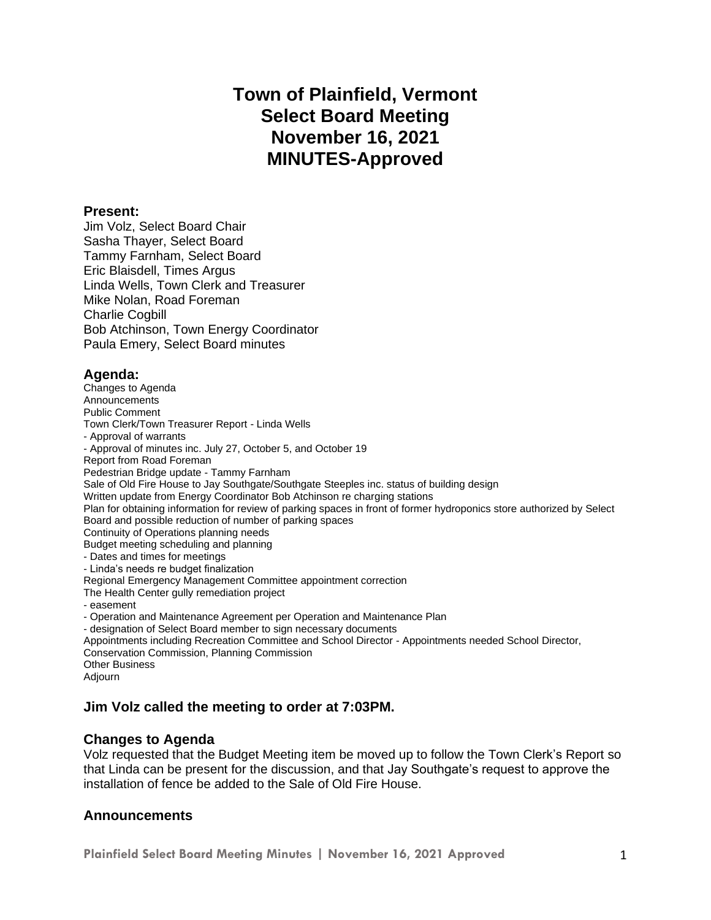# Town of Plainfield, Vermont
# Select Board Meeting
# November 16, 2021
# MINUTES-Approved

### Present:

Jim Volz, Select Board Chair
Sasha Thayer, Select Board
Tammy Farnham, Select Board
Eric Blaisdell, Times Argus
Linda Wells, Town Clerk and Treasurer
Mike Nolan, Road Foreman
Charlie Cogbill
Bob Atchinson, Town Energy Coordinator
Paula Emery, Select Board minutes

### Agenda:

Changes to Agenda
Announcements
Public Comment
Town Clerk/Town Treasurer Report - Linda Wells
- Approval of warrants
- Approval of minutes inc. July 27, October 5, and October 19

Report from Road Foreman
Pedestrian Bridge update - Tammy Farnham
Sale of Old Fire House to Jay Southgate/Southgate Steeples inc. status of building design
Written update from Energy Coordinator Bob Atchinson re charging stations
Plan for obtaining information for review of parking spaces in front of former hydroponics store authorized by Select Board and possible reduction of number of parking spaces
Continuity of Operations planning needs
Budget meeting scheduling and planning
- Dates and times for meetings
- Linda's needs re budget finalization

Regional Emergency Management Committee appointment correction
The Health Center gully remediation project
- easement
- Operation and Maintenance Agreement per Operation and Maintenance Plan
- designation of Select Board member to sign necessary documents

Appointments including Recreation Committee and School Director - Appointments needed School Director, Conservation Commission, Planning Commission
Other Business
Adjourn

### Jim Volz called the meeting to order at 7:03PM.

### Changes to Agenda

Volz requested that the Budget Meeting item be moved up to follow the Town Clerk's Report so that Linda can be present for the discussion, and that Jay Southgate's request to approve the installation of fence be added to the Sale of Old Fire House.

### Announcements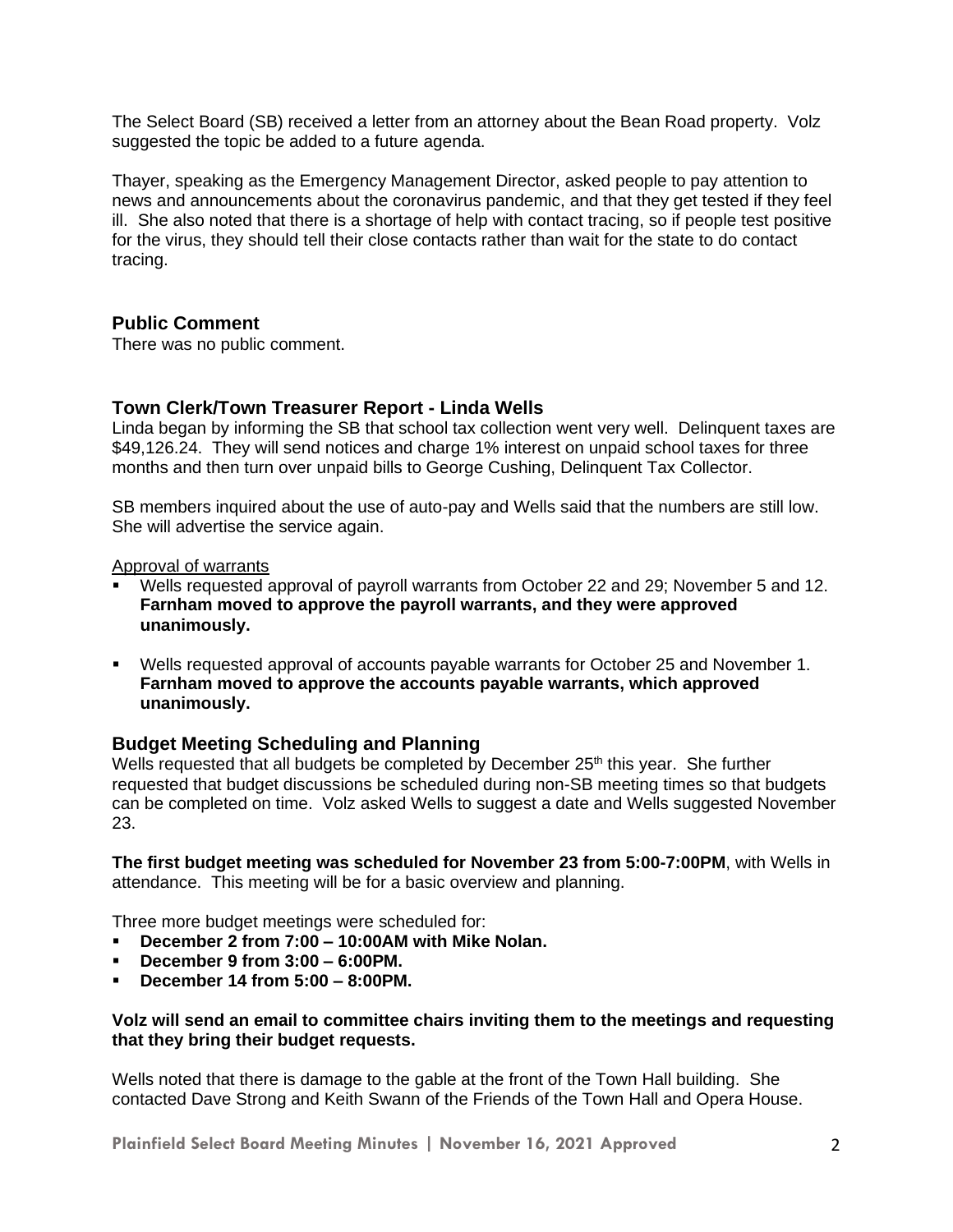The Select Board (SB) received a letter from an attorney about the Bean Road property. Volz suggested the topic be added to a future agenda.

Thayer, speaking as the Emergency Management Director, asked people to pay attention to news and announcements about the coronavirus pandemic, and that they get tested if they feel ill. She also noted that there is a shortage of help with contact tracing, so if people test positive for the virus, they should tell their close contacts rather than wait for the state to do contact tracing.

## Public Comment

There was no public comment.

## Town Clerk/Town Treasurer Report - Linda Wells

Linda began by informing the SB that school tax collection went very well. Delinquent taxes are $49,126.24. They will send notices and charge 1% interest on unpaid school taxes for three months and then turn over unpaid bills to George Cushing, Delinquent Tax Collector.

SB members inquired about the use of auto-pay and Wells said that the numbers are still low. She will advertise the service again.

Approval of warrants

- Wells requested approval of payroll warrants from October 22 and 29; November 5 and 12. **Farnham moved to approve the payroll warrants, and they were approved unanimously.**
- Wells requested approval of accounts payable warrants for October 25 and November 1. **Farnham moved to approve the accounts payable warrants, which approved unanimously.**

## Budget Meeting Scheduling and Planning

Wells requested that all budgets be completed by December 25th this year. She further requested that budget discussions be scheduled during non-SB meeting times so that budgets can be completed on time. Volz asked Wells to suggest a date and Wells suggested November 23.

**The first budget meeting was scheduled for November 23 from 5:00-7:00PM**, with Wells in attendance. This meeting will be for a basic overview and planning.

Three more budget meetings were scheduled for:

- **December 2 from 7:00 – 10:00AM with Mike Nolan.**
- **December 9 from 3:00 – 6:00PM.**
- **December 14 from 5:00 – 8:00PM.**

**Volz will send an email to committee chairs inviting them to the meetings and requesting that they bring their budget requests.**

Wells noted that there is damage to the gable at the front of the Town Hall building. She contacted Dave Strong and Keith Swann of the Friends of the Town Hall and Opera House.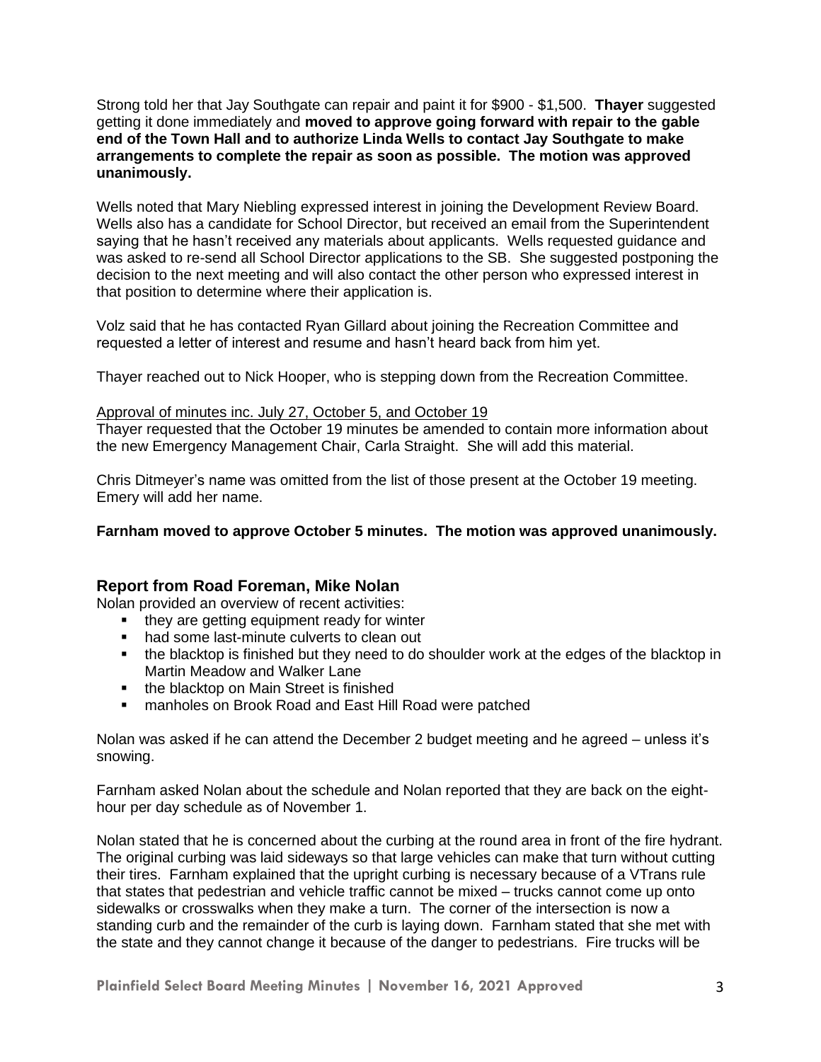Strong told her that Jay Southgate can repair and paint it for $900 - $1,500. **Thayer** suggested getting it done immediately and **moved to approve going forward with repair to the gable end of the Town Hall and to authorize Linda Wells to contact Jay Southgate to make arrangements to complete the repair as soon as possible. The motion was approved unanimously.**

Wells noted that Mary Niebling expressed interest in joining the Development Review Board. Wells also has a candidate for School Director, but received an email from the Superintendent saying that he hasn't received any materials about applicants. Wells requested guidance and was asked to re-send all School Director applications to the SB. She suggested postponing the decision to the next meeting and will also contact the other person who expressed interest in that position to determine where their application is.

Volz said that he has contacted Ryan Gillard about joining the Recreation Committee and requested a letter of interest and resume and hasn't heard back from him yet.

Thayer reached out to Nick Hooper, who is stepping down from the Recreation Committee.

<u>Approval of minutes inc. July 27, October 5, and October 19</u>

Thayer requested that the October 19 minutes be amended to contain more information about the new Emergency Management Chair, Carla Straight. She will add this material.

Chris Ditmeyer's name was omitted from the list of those present at the October 19 meeting. Emery will add her name.

**Farnham moved to approve October 5 minutes. The motion was approved unanimously.**

## Report from Road Foreman, Mike Nolan

Nolan provided an overview of recent activities:

- they are getting equipment ready for winter
- had some last-minute culverts to clean out
- the blacktop is finished but they need to do shoulder work at the edges of the blacktop in Martin Meadow and Walker Lane
- the blacktop on Main Street is finished
- manholes on Brook Road and East Hill Road were patched

Nolan was asked if he can attend the December 2 budget meeting and he agreed – unless it's snowing.

Farnham asked Nolan about the schedule and Nolan reported that they are back on the eight-hour per day schedule as of November 1.

Nolan stated that he is concerned about the curbing at the round area in front of the fire hydrant. The original curbing was laid sideways so that large vehicles can make that turn without cutting their tires. Farnham explained that the upright curbing is necessary because of a VTrans rule that states that pedestrian and vehicle traffic cannot be mixed – trucks cannot come up onto sidewalks or crosswalks when they make a turn. The corner of the intersection is now a standing curb and the remainder of the curb is laying down. Farnham stated that she met with the state and they cannot change it because of the danger to pedestrians. Fire trucks will be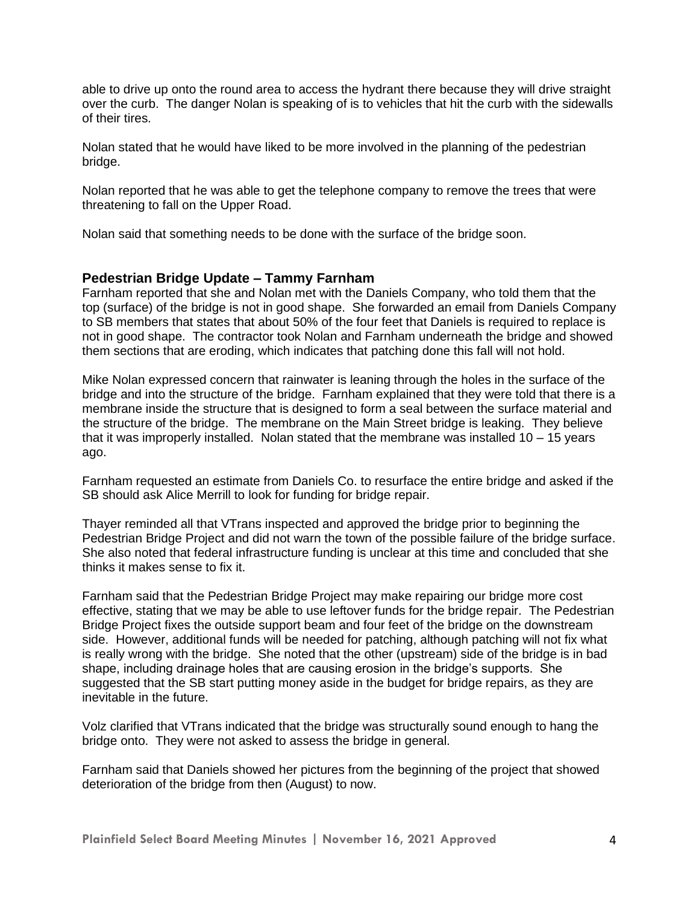able to drive up onto the round area to access the hydrant there because they will drive straight over the curb. The danger Nolan is speaking of is to vehicles that hit the curb with the sidewalls of their tires.

Nolan stated that he would have liked to be more involved in the planning of the pedestrian bridge.

Nolan reported that he was able to get the telephone company to remove the trees that were threatening to fall on the Upper Road.

Nolan said that something needs to be done with the surface of the bridge soon.

## Pedestrian Bridge Update – Tammy Farnham

Farnham reported that she and Nolan met with the Daniels Company, who told them that the top (surface) of the bridge is not in good shape. She forwarded an email from Daniels Company to SB members that states that about 50% of the four feet that Daniels is required to replace is not in good shape. The contractor took Nolan and Farnham underneath the bridge and showed them sections that are eroding, which indicates that patching done this fall will not hold.

Mike Nolan expressed concern that rainwater is leaning through the holes in the surface of the bridge and into the structure of the bridge. Farnham explained that they were told that there is a membrane inside the structure that is designed to form a seal between the surface material and the structure of the bridge. The membrane on the Main Street bridge is leaking. They believe that it was improperly installed. Nolan stated that the membrane was installed 10 – 15 years ago.

Farnham requested an estimate from Daniels Co. to resurface the entire bridge and asked if the SB should ask Alice Merrill to look for funding for bridge repair.

Thayer reminded all that VTrans inspected and approved the bridge prior to beginning the Pedestrian Bridge Project and did not warn the town of the possible failure of the bridge surface. She also noted that federal infrastructure funding is unclear at this time and concluded that she thinks it makes sense to fix it.

Farnham said that the Pedestrian Bridge Project may make repairing our bridge more cost effective, stating that we may be able to use leftover funds for the bridge repair. The Pedestrian Bridge Project fixes the outside support beam and four feet of the bridge on the downstream side. However, additional funds will be needed for patching, although patching will not fix what is really wrong with the bridge. She noted that the other (upstream) side of the bridge is in bad shape, including drainage holes that are causing erosion in the bridge's supports. She suggested that the SB start putting money aside in the budget for bridge repairs, as they are inevitable in the future.

Volz clarified that VTrans indicated that the bridge was structurally sound enough to hang the bridge onto. They were not asked to assess the bridge in general.

Farnham said that Daniels showed her pictures from the beginning of the project that showed deterioration of the bridge from then (August) to now.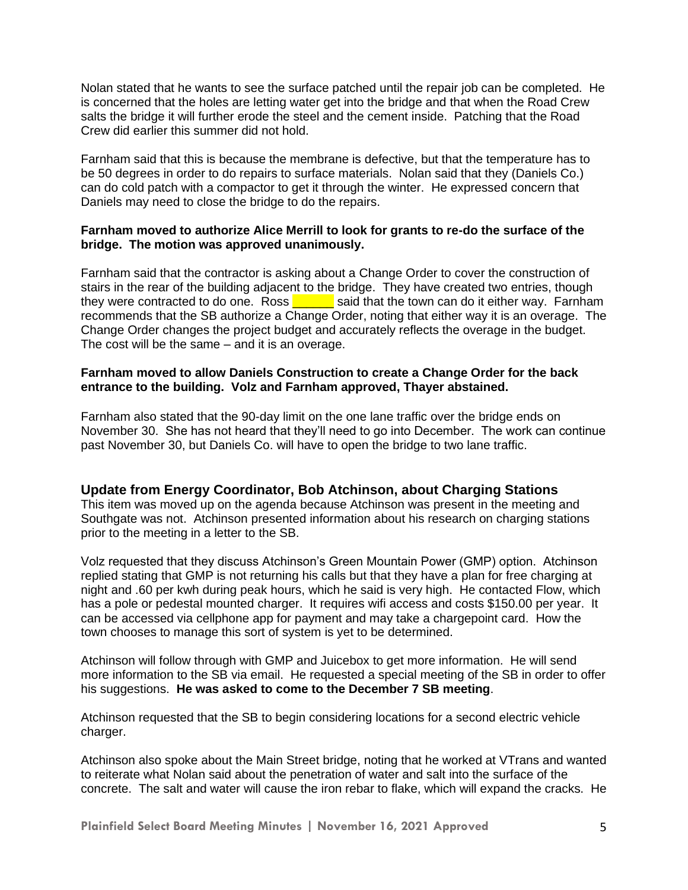Nolan stated that he wants to see the surface patched until the repair job can be completed. He is concerned that the holes are letting water get into the bridge and that when the Road Crew salts the bridge it will further erode the steel and the cement inside. Patching that the Road Crew did earlier this summer did not hold.

Farnham said that this is because the membrane is defective, but that the temperature has to be 50 degrees in order to do repairs to surface materials. Nolan said that they (Daniels Co.) can do cold patch with a compactor to get it through the winter. He expressed concern that Daniels may need to close the bridge to do the repairs.

**Farnham moved to authorize Alice Merrill to look for grants to re-do the surface of the bridge. The motion was approved unanimously.**

Farnham said that the contractor is asking about a Change Order to cover the construction of stairs in the rear of the building adjacent to the bridge. They have created two entries, though they were contracted to do one. Ross ______ said that the town can do it either way. Farnham recommends that the SB authorize a Change Order, noting that either way it is an overage. The Change Order changes the project budget and accurately reflects the overage in the budget. The cost will be the same – and it is an overage.

**Farnham moved to allow Daniels Construction to create a Change Order for the back entrance to the building. Volz and Farnham approved, Thayer abstained.**

Farnham also stated that the 90-day limit on the one lane traffic over the bridge ends on November 30. She has not heard that they'll need to go into December. The work can continue past November 30, but Daniels Co. will have to open the bridge to two lane traffic.

## Update from Energy Coordinator, Bob Atchinson, about Charging Stations

This item was moved up on the agenda because Atchinson was present in the meeting and Southgate was not. Atchinson presented information about his research on charging stations prior to the meeting in a letter to the SB.

Volz requested that they discuss Atchinson's Green Mountain Power (GMP) option. Atchinson replied stating that GMP is not returning his calls but that they have a plan for free charging at night and .60 per kwh during peak hours, which he said is very high. He contacted Flow, which has a pole or pedestal mounted charger. It requires wifi access and costs $150.00 per year. It can be accessed via cellphone app for payment and may take a chargepoint card. How the town chooses to manage this sort of system is yet to be determined.

Atchinson will follow through with GMP and Juicebox to get more information. He will send more information to the SB via email. He requested a special meeting of the SB in order to offer his suggestions. **He was asked to come to the December 7 SB meeting**.

Atchinson requested that the SB to begin considering locations for a second electric vehicle charger.

Atchinson also spoke about the Main Street bridge, noting that he worked at VTrans and wanted to reiterate what Nolan said about the penetration of water and salt into the surface of the concrete. The salt and water will cause the iron rebar to flake, which will expand the cracks. He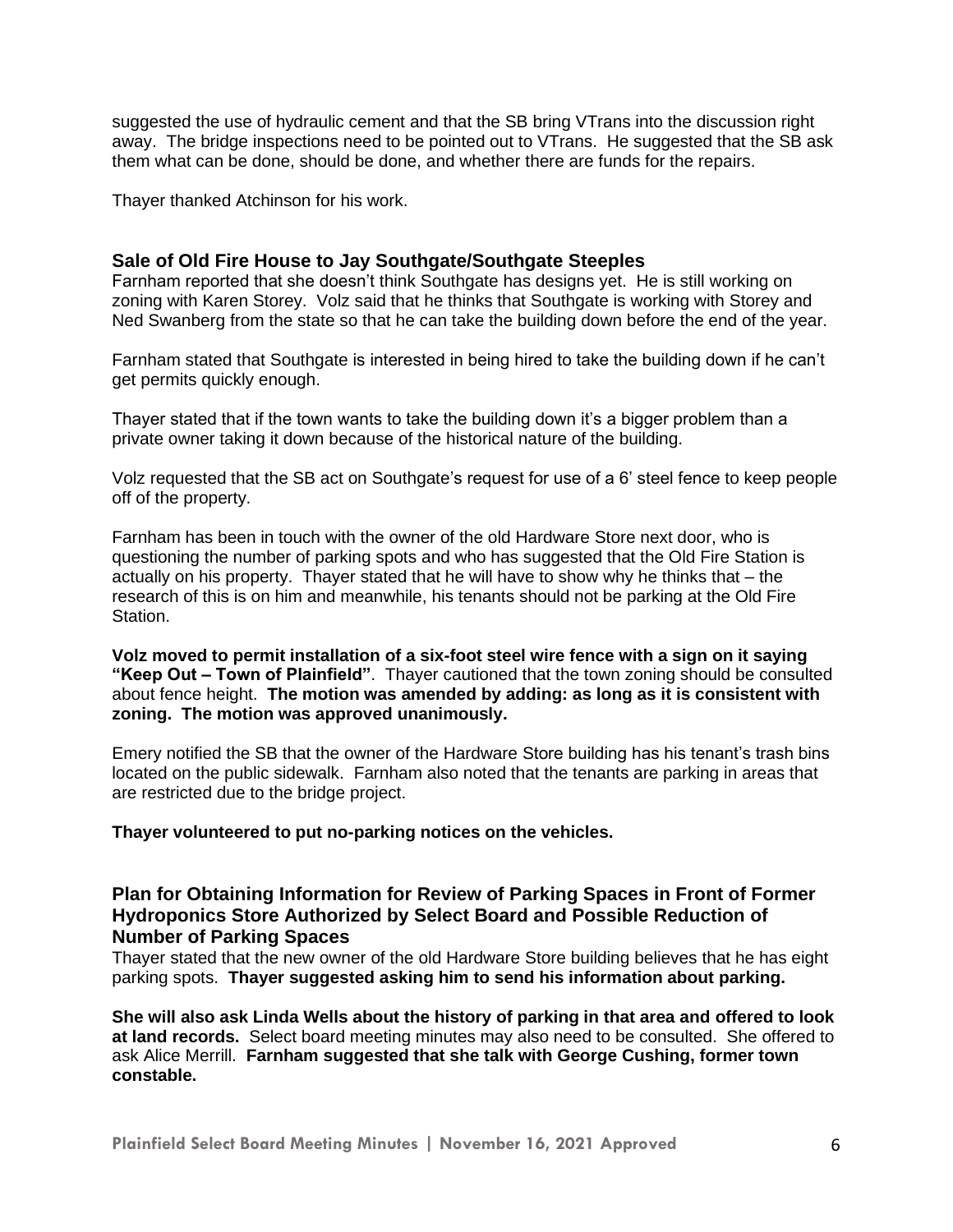suggested the use of hydraulic cement and that the SB bring VTrans into the discussion right away. The bridge inspections need to be pointed out to VTrans. He suggested that the SB ask them what can be done, should be done, and whether there are funds for the repairs.

Thayer thanked Atchinson for his work.

## Sale of Old Fire House to Jay Southgate/Southgate Steeples

Farnham reported that she doesn't think Southgate has designs yet. He is still working on zoning with Karen Storey. Volz said that he thinks that Southgate is working with Storey and Ned Swanberg from the state so that he can take the building down before the end of the year.

Farnham stated that Southgate is interested in being hired to take the building down if he can't get permits quickly enough.

Thayer stated that if the town wants to take the building down it's a bigger problem than a private owner taking it down because of the historical nature of the building.

Volz requested that the SB act on Southgate's request for use of a 6' steel fence to keep people off of the property.

Farnham has been in touch with the owner of the old Hardware Store next door, who is questioning the number of parking spots and who has suggested that the Old Fire Station is actually on his property. Thayer stated that he will have to show why he thinks that – the research of this is on him and meanwhile, his tenants should not be parking at the Old Fire Station.

**Volz moved to permit installation of a six-foot steel wire fence with a sign on it saying "Keep Out – Town of Plainfield"**. Thayer cautioned that the town zoning should be consulted about fence height. **The motion was amended by adding: as long as it is consistent with zoning. The motion was approved unanimously.**

Emery notified the SB that the owner of the Hardware Store building has his tenant's trash bins located on the public sidewalk. Farnham also noted that the tenants are parking in areas that are restricted due to the bridge project.

**Thayer volunteered to put no-parking notices on the vehicles.**

## Plan for Obtaining Information for Review of Parking Spaces in Front of Former Hydroponics Store Authorized by Select Board and Possible Reduction of Number of Parking Spaces

Thayer stated that the new owner of the old Hardware Store building believes that he has eight parking spots. **Thayer suggested asking him to send his information about parking.**

**She will also ask Linda Wells about the history of parking in that area and offered to look at land records.** Select board meeting minutes may also need to be consulted. She offered to ask Alice Merrill. **Farnham suggested that she talk with George Cushing, former town constable.**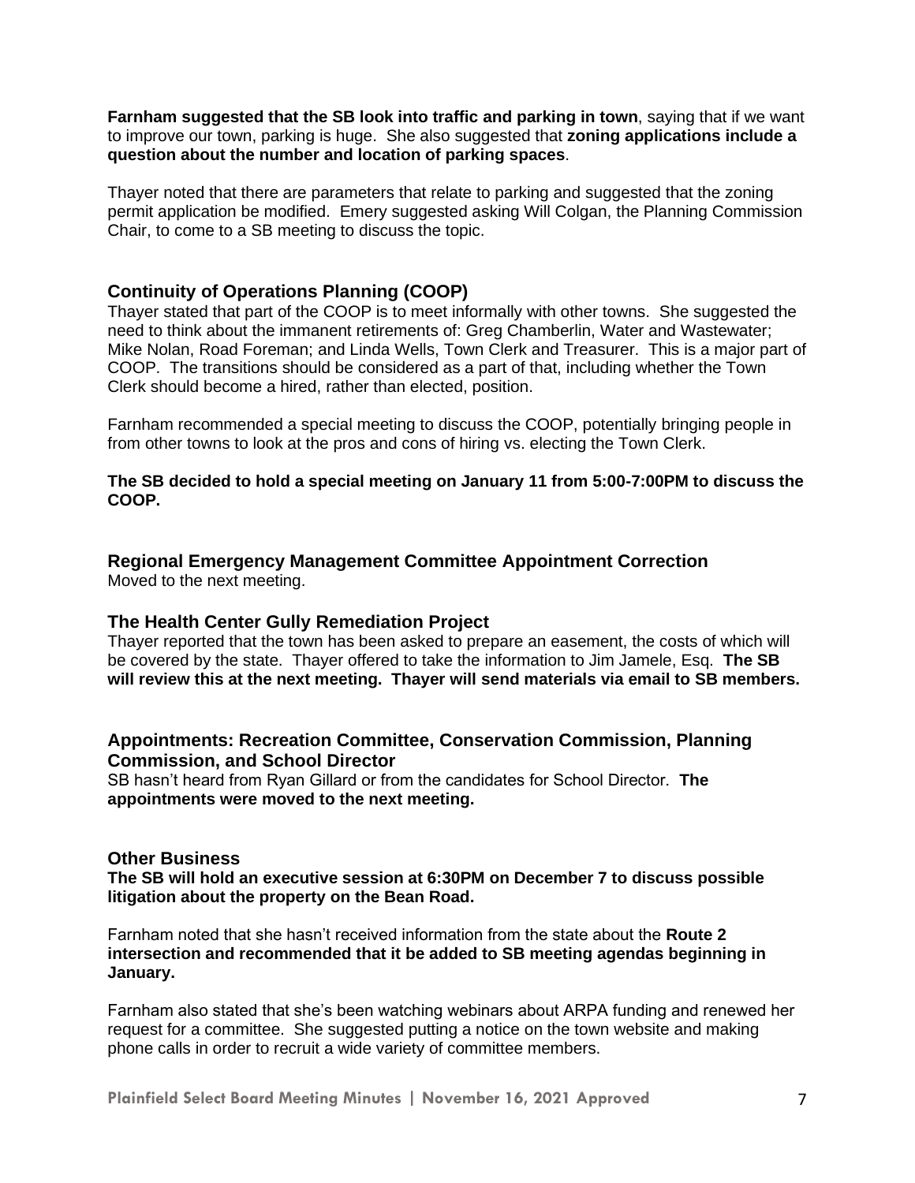**Farnham suggested that the SB look into traffic and parking in town**, saying that if we want to improve our town, parking is huge. She also suggested that **zoning applications include a question about the number and location of parking spaces**.

Thayer noted that there are parameters that relate to parking and suggested that the zoning permit application be modified. Emery suggested asking Will Colgan, the Planning Commission Chair, to come to a SB meeting to discuss the topic.

## Continuity of Operations Planning (COOP)

Thayer stated that part of the COOP is to meet informally with other towns. She suggested the need to think about the immanent retirements of: Greg Chamberlin, Water and Wastewater; Mike Nolan, Road Foreman; and Linda Wells, Town Clerk and Treasurer. This is a major part of COOP. The transitions should be considered as a part of that, including whether the Town Clerk should become a hired, rather than elected, position.

Farnham recommended a special meeting to discuss the COOP, potentially bringing people in from other towns to look at the pros and cons of hiring vs. electing the Town Clerk.

**The SB decided to hold a special meeting on January 11 from 5:00-7:00PM to discuss the COOP.**

## Regional Emergency Management Committee Appointment Correction

Moved to the next meeting.

## The Health Center Gully Remediation Project

Thayer reported that the town has been asked to prepare an easement, the costs of which will be covered by the state. Thayer offered to take the information to Jim Jamele, Esq. **The SB will review this at the next meeting. Thayer will send materials via email to SB members.**

## Appointments: Recreation Committee, Conservation Commission, Planning Commission, and School Director

SB hasn't heard from Ryan Gillard or from the candidates for School Director. **The appointments were moved to the next meeting.**

## Other Business

**The SB will hold an executive session at 6:30PM on December 7 to discuss possible litigation about the property on the Bean Road.**

Farnham noted that she hasn't received information from the state about the **Route 2 intersection and recommended that it be added to SB meeting agendas beginning in January.**

Farnham also stated that she's been watching webinars about ARPA funding and renewed her request for a committee. She suggested putting a notice on the town website and making phone calls in order to recruit a wide variety of committee members.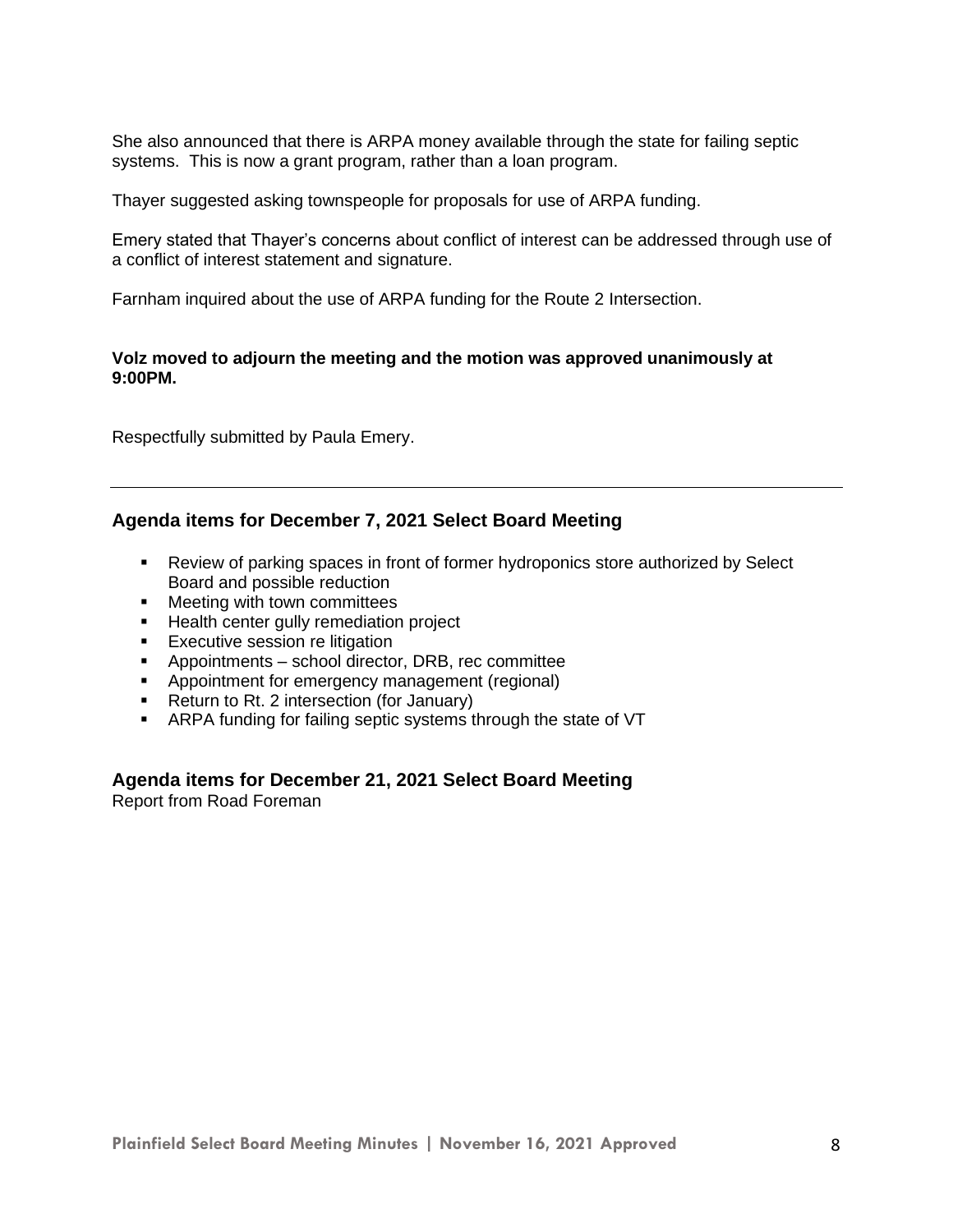She also announced that there is ARPA money available through the state for failing septic systems. This is now a grant program, rather than a loan program.

Thayer suggested asking townspeople for proposals for use of ARPA funding.

Emery stated that Thayer's concerns about conflict of interest can be addressed through use of a conflict of interest statement and signature.

Farnham inquired about the use of ARPA funding for the Route 2 Intersection.

**Volz moved to adjourn the meeting and the motion was approved unanimously at 9:00PM.**

Respectfully submitted by Paula Emery.

---

## Agenda items for December 7, 2021 Select Board Meeting

- Review of parking spaces in front of former hydroponics store authorized by Select Board and possible reduction
- Meeting with town committees
- Health center gully remediation project
- Executive session re litigation
- Appointments – school director, DRB, rec committee
- Appointment for emergency management (regional)
- Return to Rt. 2 intersection (for January)
- ARPA funding for failing septic systems through the state of VT

## Agenda items for December 21, 2021 Select Board Meeting

Report from Road Foreman